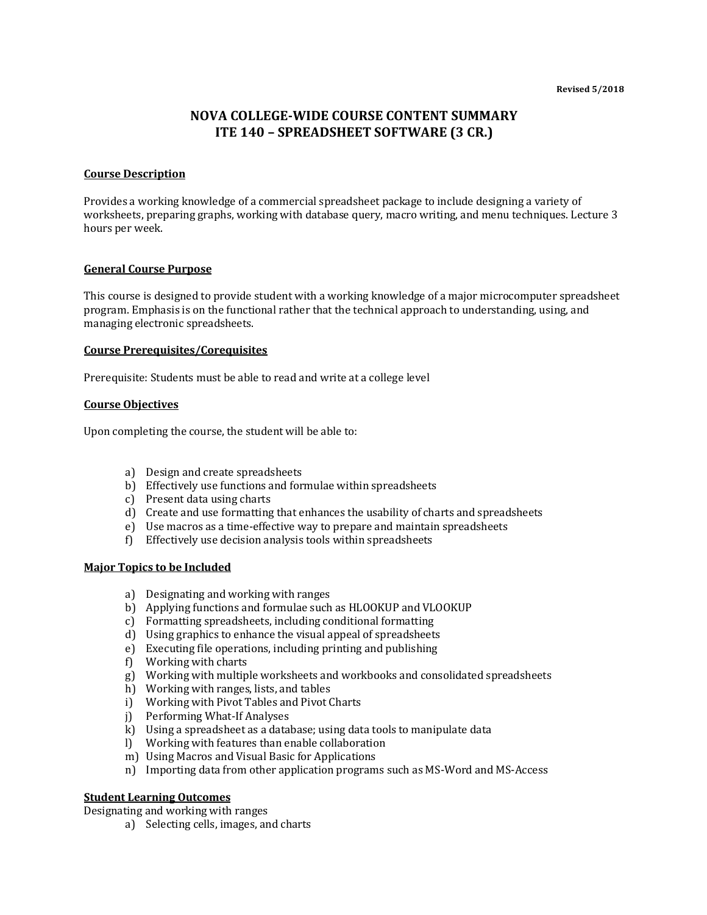Revised 5/2018

# NOVA COLLEGE-WIDE COURSE CONTENT SUMMARY
# ITE 140 – SPREADSHEET SOFTWARE (3 CR.)

## Course Description

Provides a working knowledge of a commercial spreadsheet package to include designing a variety of worksheets, preparing graphs, working with database query, macro writing, and menu techniques. Lecture 3 hours per week.

## General Course Purpose

This course is designed to provide student with a working knowledge of a major microcomputer spreadsheet program. Emphasis is on the functional rather that the technical approach to understanding, using, and managing electronic spreadsheets.

## Course Prerequisites/Corequisites

Prerequisite: Students must be able to read and write at a college level

## Course Objectives

Upon completing the course, the student will be able to:

a) Design and create spreadsheets
b) Effectively use functions and formulae within spreadsheets
c) Present data using charts
d) Create and use formatting that enhances the usability of charts and spreadsheets
e) Use macros as a time-effective way to prepare and maintain spreadsheets
f) Effectively use decision analysis tools within spreadsheets

## Major Topics to be Included

a) Designating and working with ranges
b) Applying functions and formulae such as HLOOKUP and VLOOKUP
c) Formatting spreadsheets, including conditional formatting
d) Using graphics to enhance the visual appeal of spreadsheets
e) Executing file operations, including printing and publishing
f) Working with charts
g) Working with multiple worksheets and workbooks and consolidated spreadsheets
h) Working with ranges, lists, and tables
i) Working with Pivot Tables and Pivot Charts
j) Performing What-If Analyses
k) Using a spreadsheet as a database; using data tools to manipulate data
l) Working with features than enable collaboration
m) Using Macros and Visual Basic for Applications
n) Importing data from other application programs such as MS-Word and MS-Access

## Student Learning Outcomes

Designating and working with ranges

a) Selecting cells, images, and charts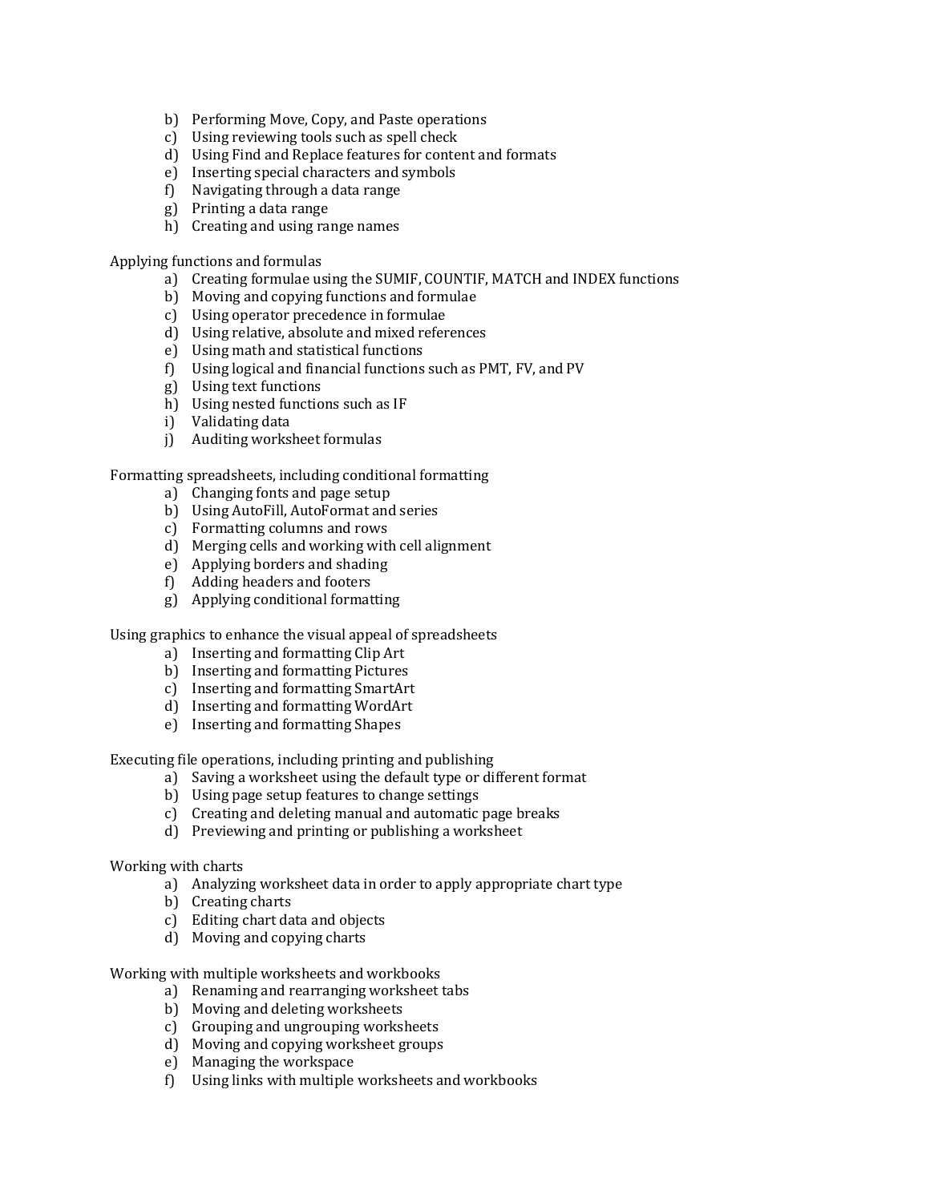b) Performing Move, Copy, and Paste operations
c) Using reviewing tools such as spell check
d) Using Find and Replace features for content and formats
e) Inserting special characters and symbols
f) Navigating through a data range
g) Printing a data range
h) Creating and using range names

Applying functions and formulas

a) Creating formulae using the SUMIF, COUNTIF, MATCH and INDEX functions
b) Moving and copying functions and formulae
c) Using operator precedence in formulae
d) Using relative, absolute and mixed references
e) Using math and statistical functions
f) Using logical and financial functions such as PMT, FV, and PV
g) Using text functions
h) Using nested functions such as IF
i) Validating data
j) Auditing worksheet formulas

Formatting spreadsheets, including conditional formatting

a) Changing fonts and page setup
b) Using AutoFill, AutoFormat and series
c) Formatting columns and rows
d) Merging cells and working with cell alignment
e) Applying borders and shading
f) Adding headers and footers
g) Applying conditional formatting

Using graphics to enhance the visual appeal of spreadsheets

a) Inserting and formatting Clip Art
b) Inserting and formatting Pictures
c) Inserting and formatting SmartArt
d) Inserting and formatting WordArt
e) Inserting and formatting Shapes

Executing file operations, including printing and publishing

a) Saving a worksheet using the default type or different format
b) Using page setup features to change settings
c) Creating and deleting manual and automatic page breaks
d) Previewing and printing or publishing a worksheet

Working with charts

a) Analyzing worksheet data in order to apply appropriate chart type
b) Creating charts
c) Editing chart data and objects
d) Moving and copying charts

Working with multiple worksheets and workbooks

a) Renaming and rearranging worksheet tabs
b) Moving and deleting worksheets
c) Grouping and ungrouping worksheets
d) Moving and copying worksheet groups
e) Managing the workspace
f) Using links with multiple worksheets and workbooks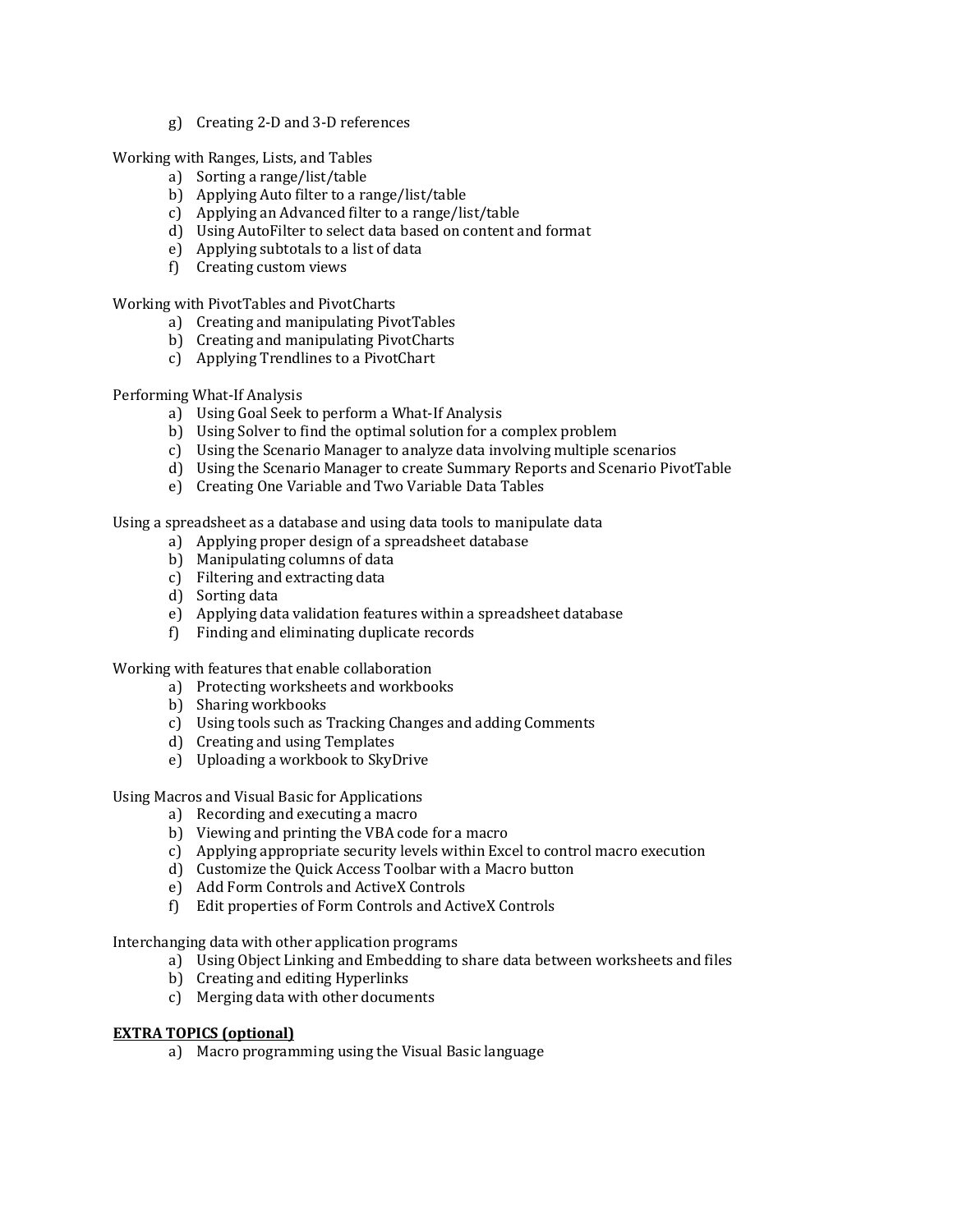g) Creating 2-D and 3-D references

Working with Ranges, Lists, and Tables

a) Sorting a range/list/table
b) Applying Auto filter to a range/list/table
c) Applying an Advanced filter to a range/list/table
d) Using AutoFilter to select data based on content and format
e) Applying subtotals to a list of data
f) Creating custom views

Working with PivotTables and PivotCharts

a) Creating and manipulating PivotTables
b) Creating and manipulating PivotCharts
c) Applying Trendlines to a PivotChart

Performing What-If Analysis

a) Using Goal Seek to perform a What-If Analysis
b) Using Solver to find the optimal solution for a complex problem
c) Using the Scenario Manager to analyze data involving multiple scenarios
d) Using the Scenario Manager to create Summary Reports and Scenario PivotTable
e) Creating One Variable and Two Variable Data Tables

Using a spreadsheet as a database and using data tools to manipulate data

a) Applying proper design of a spreadsheet database
b) Manipulating columns of data
c) Filtering and extracting data
d) Sorting data
e) Applying data validation features within a spreadsheet database
f) Finding and eliminating duplicate records

Working with features that enable collaboration

a) Protecting worksheets and workbooks
b) Sharing workbooks
c) Using tools such as Tracking Changes and adding Comments
d) Creating and using Templates
e) Uploading a workbook to SkyDrive

Using Macros and Visual Basic for Applications

a) Recording and executing a macro
b) Viewing and printing the VBA code for a macro
c) Applying appropriate security levels within Excel to control macro execution
d) Customize the Quick Access Toolbar with a Macro button
e) Add Form Controls and ActiveX Controls
f) Edit properties of Form Controls and ActiveX Controls

Interchanging data with other application programs

a) Using Object Linking and Embedding to share data between worksheets and files
b) Creating and editing Hyperlinks
c) Merging data with other documents

**EXTRA TOPICS (optional)**

a) Macro programming using the Visual Basic language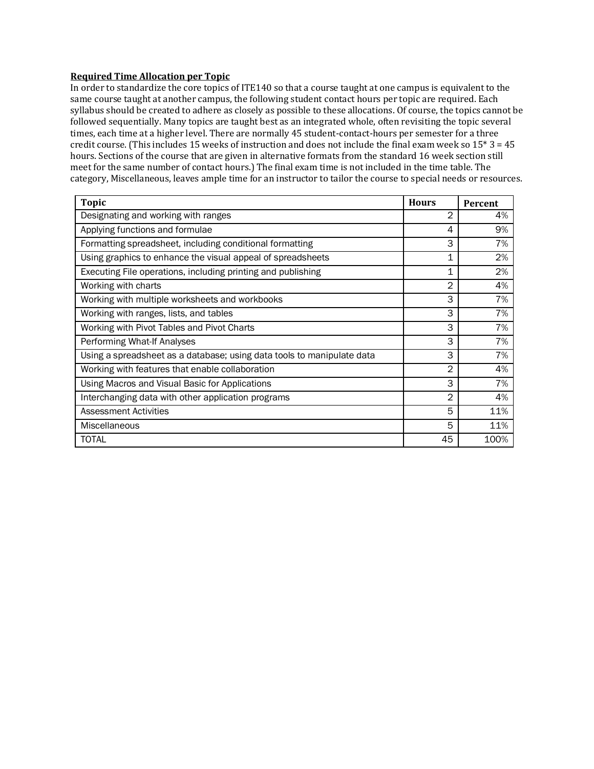**Required Time Allocation per Topic**

In order to standardize the core topics of ITE140 so that a course taught at one campus is equivalent to the same course taught at another campus, the following student contact hours per topic are required. Each syllabus should be created to adhere as closely as possible to these allocations. Of course, the topics cannot be followed sequentially. Many topics are taught best as an integrated whole, often revisiting the topic several times, each time at a higher level. There are normally 45 student-contact-hours per semester for a three credit course. (This includes 15 weeks of instruction and does not include the final exam week so 15* 3 = 45 hours. Sections of the course that are given in alternative formats from the standard 16 week section still meet for the same number of contact hours.) The final exam time is not included in the time table. The category, Miscellaneous, leaves ample time for an instructor to tailor the course to special needs or resources.

| Topic | Hours | Percent |
|---|---|---|
| Designating and working with ranges | 2 | 4% |
| Applying functions and formulae | 4 | 9% |
| Formatting spreadsheet, including conditional formatting | 3 | 7% |
| Using graphics to enhance the visual appeal of spreadsheets | 1 | 2% |
| Executing File operations, including printing and publishing | 1 | 2% |
| Working with charts | 2 | 4% |
| Working with multiple worksheets and workbooks | 3 | 7% |
| Working with ranges, lists, and tables | 3 | 7% |
| Working with Pivot Tables and Pivot Charts | 3 | 7% |
| Performing What-If Analyses | 3 | 7% |
| Using a spreadsheet as a database; using data tools to manipulate data | 3 | 7% |
| Working with features that enable collaboration | 2 | 4% |
| Using Macros and Visual Basic for Applications | 3 | 7% |
| Interchanging data with other application programs | 2 | 4% |
| Assessment Activities | 5 | 11% |
| Miscellaneous | 5 | 11% |
| TOTAL | 45 | 100% |